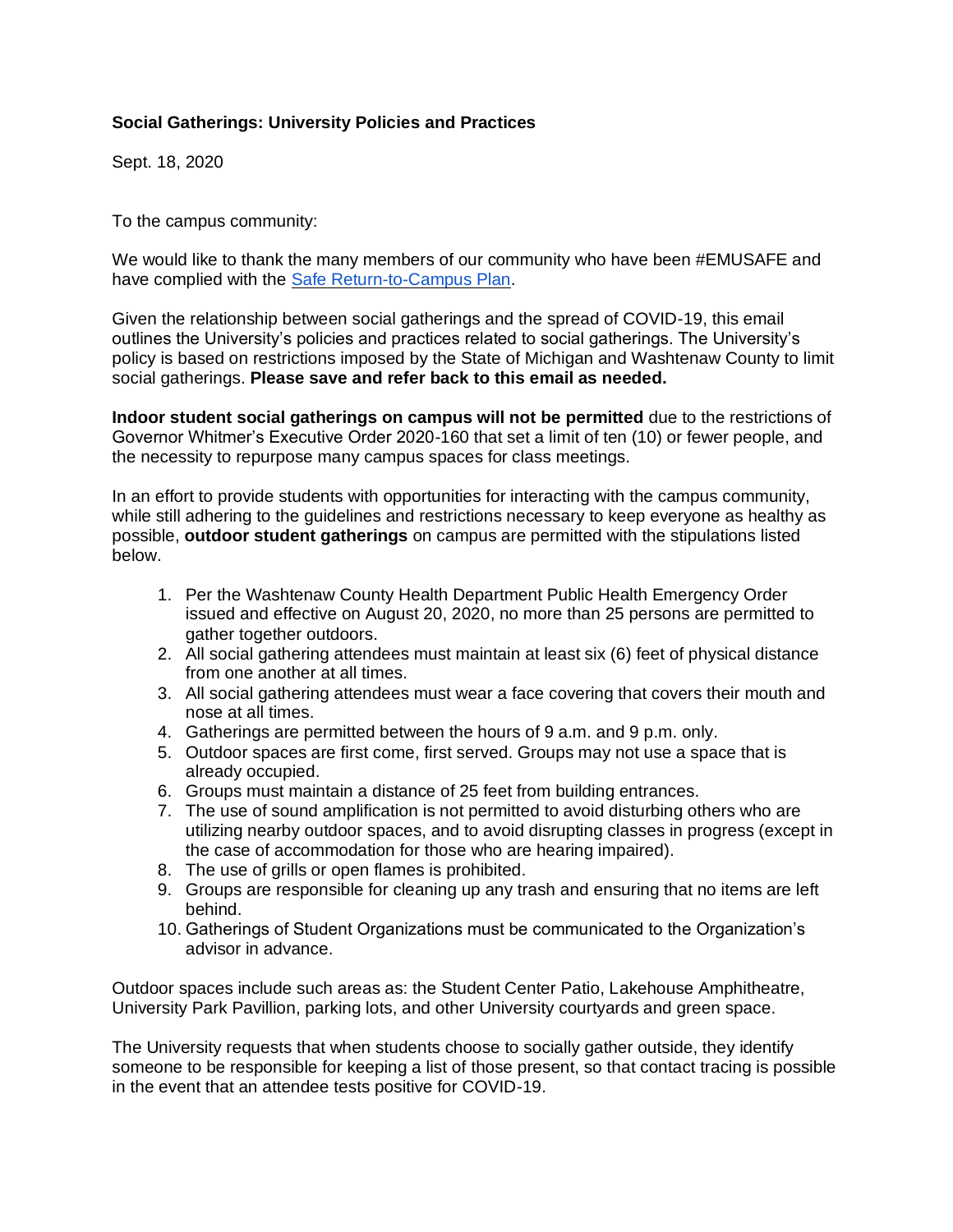**Social Gatherings: University Policies and Practices**

Sept. 18, 2020

To the campus community:

We would like to thank the many members of our community who have been #EMUSAFE and have complied with the [Safe Return-to-Campus Plan](#).

Given the relationship between social gatherings and the spread of COVID-19, this email outlines the University's policies and practices related to social gatherings. The University's policy is based on restrictions imposed by the State of Michigan and Washtenaw County to limit social gatherings. **Please save and refer back to this email as needed.**

**Indoor student social gatherings on campus will not be permitted** due to the restrictions of Governor Whitmer's Executive Order 2020-160 that set a limit of ten (10) or fewer people, and the necessity to repurpose many campus spaces for class meetings.

In an effort to provide students with opportunities for interacting with the campus community, while still adhering to the guidelines and restrictions necessary to keep everyone as healthy as possible, **outdoor student gatherings** on campus are permitted with the stipulations listed below.

1. Per the Washtenaw County Health Department Public Health Emergency Order issued and effective on August 20, 2020, no more than 25 persons are permitted to gather together outdoors.
2. All social gathering attendees must maintain at least six (6) feet of physical distance from one another at all times.
3. All social gathering attendees must wear a face covering that covers their mouth and nose at all times.
4. Gatherings are permitted between the hours of 9 a.m. and 9 p.m. only.
5. Outdoor spaces are first come, first served. Groups may not use a space that is already occupied.
6. Groups must maintain a distance of 25 feet from building entrances.
7. The use of sound amplification is not permitted to avoid disturbing others who are utilizing nearby outdoor spaces, and to avoid disrupting classes in progress (except in the case of accommodation for those who are hearing impaired).
8. The use of grills or open flames is prohibited.
9. Groups are responsible for cleaning up any trash and ensuring that no items are left behind.
10. Gatherings of Student Organizations must be communicated to the Organization's advisor in advance.

Outdoor spaces include such areas as: the Student Center Patio, Lakehouse Amphitheatre, University Park Pavillion, parking lots, and other University courtyards and green space.

The University requests that when students choose to socially gather outside, they identify someone to be responsible for keeping a list of those present, so that contact tracing is possible in the event that an attendee tests positive for COVID-19.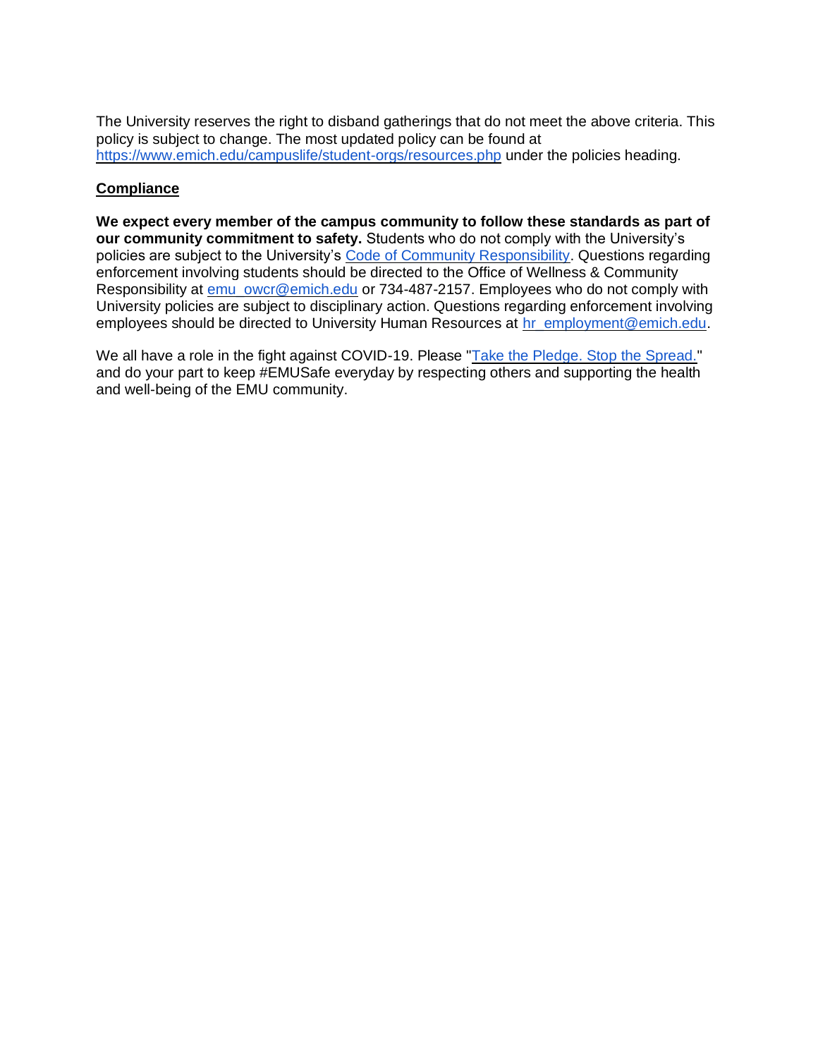The University reserves the right to disband gatherings that do not meet the above criteria. This policy is subject to change. The most updated policy can be found at https://www.emich.edu/campuslife/student-orgs/resources.php under the policies heading.

## Compliance

**We expect every member of the campus community to follow these standards as part of our community commitment to safety.** Students who do not comply with the University's policies are subject to the University's Code of Community Responsibility. Questions regarding enforcement involving students should be directed to the Office of Wellness & Community Responsibility at emu_owcr@emich.edu or 734-487-2157. Employees who do not comply with University policies are subject to disciplinary action. Questions regarding enforcement involving employees should be directed to University Human Resources at hr_employment@emich.edu.

We all have a role in the fight against COVID-19. Please "Take the Pledge. Stop the Spread." and do your part to keep #EMUSafe everyday by respecting others and supporting the health and well-being of the EMU community.